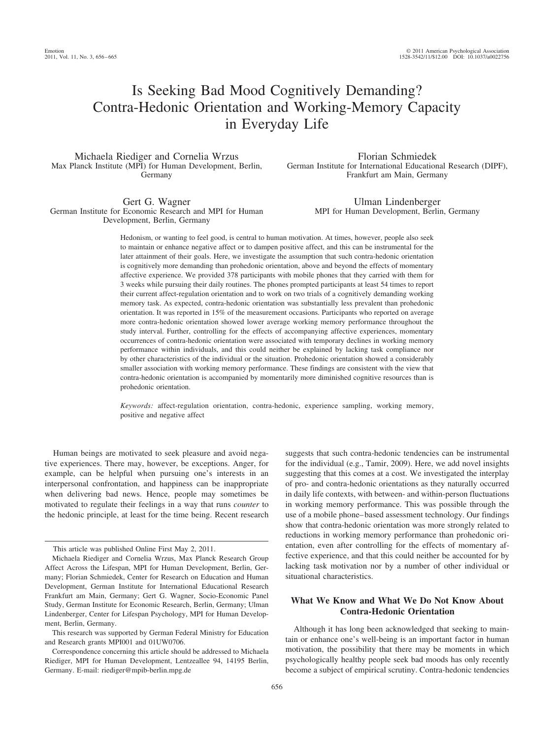# Is Seeking Bad Mood Cognitively Demanding? Contra-Hedonic Orientation and Working-Memory Capacity in Everyday Life

Michaela Riediger and Cornelia Wrzus
Max Planck Institute (MPI) for Human Development, Berlin, Germany

Florian Schmiedek
German Institute for International Educational Research (DIPF), Frankfurt am Main, Germany

Gert G. Wagner
German Institute for Economic Research and MPI for Human Development, Berlin, Germany

Ulman Lindenberger
MPI for Human Development, Berlin, Germany

Hedonism, or wanting to feel good, is central to human motivation. At times, however, people also seek to maintain or enhance negative affect or to dampen positive affect, and this can be instrumental for the later attainment of their goals. Here, we investigate the assumption that such contra-hedonic orientation is cognitively more demanding than prohedonic orientation, above and beyond the effects of momentary affective experience. We provided 378 participants with mobile phones that they carried with them for 3 weeks while pursuing their daily routines. The phones prompted participants at least 54 times to report their current affect-regulation orientation and to work on two trials of a cognitively demanding working memory task. As expected, contra-hedonic orientation was substantially less prevalent than prohedonic orientation. It was reported in 15% of the measurement occasions. Participants who reported on average more contra-hedonic orientation showed lower average working memory performance throughout the study interval. Further, controlling for the effects of accompanying affective experiences, momentary occurrences of contra-hedonic orientation were associated with temporary declines in working memory performance within individuals, and this could neither be explained by lacking task compliance nor by other characteristics of the individual or the situation. Prohedonic orientation showed a considerably smaller association with working memory performance. These findings are consistent with the view that contra-hedonic orientation is accompanied by momentarily more diminished cognitive resources than is prohedonic orientation.

*Keywords:* affect-regulation orientation, contra-hedonic, experience sampling, working memory, positive and negative affect

Human beings are motivated to seek pleasure and avoid negative experiences. There may, however, be exceptions. Anger, for example, can be helpful when pursuing one's interests in an interpersonal confrontation, and happiness can be inappropriate when delivering bad news. Hence, people may sometimes be motivated to regulate their feelings in a way that runs *counter* to the hedonic principle, at least for the time being. Recent research suggests that such contra-hedonic tendencies can be instrumental for the individual (e.g., Tamir, 2009). Here, we add novel insights suggesting that this comes at a cost. We investigated the interplay of pro- and contra-hedonic orientations as they naturally occurred in daily life contexts, with between- and within-person fluctuations in working memory performance. This was possible through the use of a mobile phone–based assessment technology. Our findings show that contra-hedonic orientation was more strongly related to reductions in working memory performance than prohedonic orientation, even after controlling for the effects of momentary affective experience, and that this could neither be accounted for by lacking task motivation nor by a number of other individual or situational characteristics.

## What We Know and What We Do Not Know About Contra-Hedonic Orientation

Although it has long been acknowledged that seeking to maintain or enhance one's well-being is an important factor in human motivation, the possibility that there may be moments in which psychologically healthy people seek bad moods has only recently become a subject of empirical scrutiny. Contra-hedonic tendencies

---

This article was published Online First May 2, 2011.

Michaela Riediger and Cornelia Wrzus, Max Planck Research Group Affect Across the Lifespan, MPI for Human Development, Berlin, Germany; Florian Schmiedek, Center for Research on Education and Human Development, German Institute for International Educational Research Frankfurt am Main, Germany; Gert G. Wagner, Socio-Economic Panel Study, German Institute for Economic Research, Berlin, Germany; Ulman Lindenberger, Center for Lifespan Psychology, MPI for Human Development, Berlin, Germany.

This research was supported by German Federal Ministry for Education and Research grants MPI001 and 01UW0706.

Correspondence concerning this article should be addressed to Michaela Riediger, MPI for Human Development, Lentzeallee 94, 14195 Berlin, Germany. E-mail: riediger@mpib-berlin.mpg.de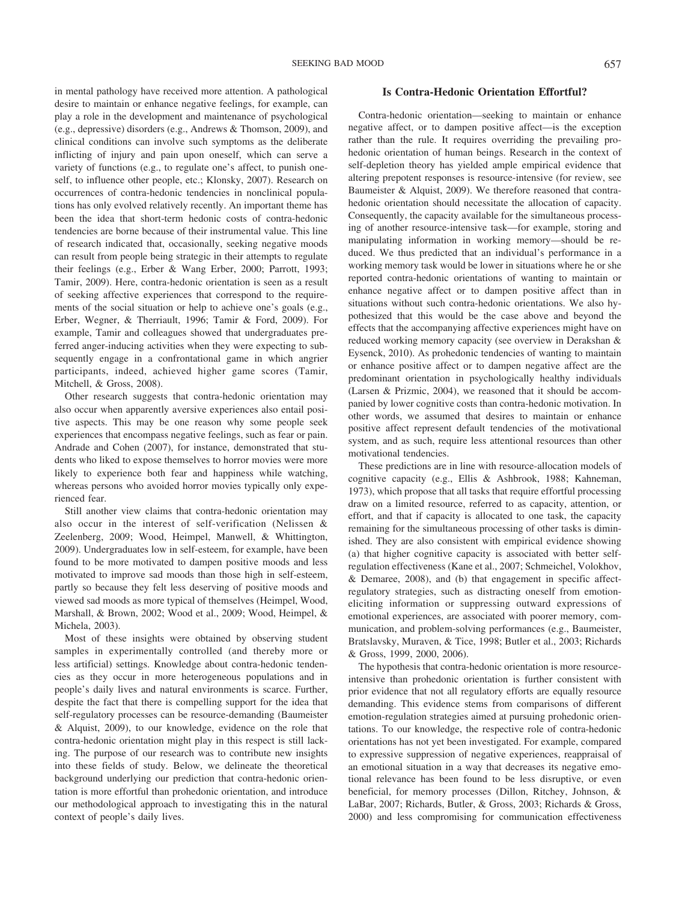in mental pathology have received more attention. A pathological desire to maintain or enhance negative feelings, for example, can play a role in the development and maintenance of psychological (e.g., depressive) disorders (e.g., Andrews & Thomson, 2009), and clinical conditions can involve such symptoms as the deliberate inflicting of injury and pain upon oneself, which can serve a variety of functions (e.g., to regulate one's affect, to punish oneself, to influence other people, etc.; Klonsky, 2007). Research on occurrences of contra-hedonic tendencies in nonclinical populations has only evolved relatively recently. An important theme has been the idea that short-term hedonic costs of contra-hedonic tendencies are borne because of their instrumental value. This line of research indicated that, occasionally, seeking negative moods can result from people being strategic in their attempts to regulate their feelings (e.g., Erber & Wang Erber, 2000; Parrott, 1993; Tamir, 2009). Here, contra-hedonic orientation is seen as a result of seeking affective experiences that correspond to the requirements of the social situation or help to achieve one's goals (e.g., Erber, Wegner, & Therriault, 1996; Tamir & Ford, 2009). For example, Tamir and colleagues showed that undergraduates preferred anger-inducing activities when they were expecting to subsequently engage in a confrontational game in which angrier participants, indeed, achieved higher game scores (Tamir, Mitchell, & Gross, 2008).

Other research suggests that contra-hedonic orientation may also occur when apparently aversive experiences also entail positive aspects. This may be one reason why some people seek experiences that encompass negative feelings, such as fear or pain. Andrade and Cohen (2007), for instance, demonstrated that students who liked to expose themselves to horror movies were more likely to experience both fear and happiness while watching, whereas persons who avoided horror movies typically only experienced fear.

Still another view claims that contra-hedonic orientation may also occur in the interest of self-verification (Nelissen & Zeelenberg, 2009; Wood, Heimpel, Manwell, & Whittington, 2009). Undergraduates low in self-esteem, for example, have been found to be more motivated to dampen positive moods and less motivated to improve sad moods than those high in self-esteem, partly so because they felt less deserving of positive moods and viewed sad moods as more typical of themselves (Heimpel, Wood, Marshall, & Brown, 2002; Wood et al., 2009; Wood, Heimpel, & Michela, 2003).

Most of these insights were obtained by observing student samples in experimentally controlled (and thereby more or less artificial) settings. Knowledge about contra-hedonic tendencies as they occur in more heterogeneous populations and in people's daily lives and natural environments is scarce. Further, despite the fact that there is compelling support for the idea that self-regulatory processes can be resource-demanding (Baumeister & Alquist, 2009), to our knowledge, evidence on the role that contra-hedonic orientation might play in this respect is still lacking. The purpose of our research was to contribute new insights into these fields of study. Below, we delineate the theoretical background underlying our prediction that contra-hedonic orientation is more effortful than prohedonic orientation, and introduce our methodological approach to investigating this in the natural context of people's daily lives.

## Is Contra-Hedonic Orientation Effortful?

Contra-hedonic orientation—seeking to maintain or enhance negative affect, or to dampen positive affect—is the exception rather than the rule. It requires overriding the prevailing prohedonic orientation of human beings. Research in the context of self-depletion theory has yielded ample empirical evidence that altering prepotent responses is resource-intensive (for review, see Baumeister & Alquist, 2009). We therefore reasoned that contra-hedonic orientation should necessitate the allocation of capacity. Consequently, the capacity available for the simultaneous processing of another resource-intensive task—for example, storing and manipulating information in working memory—should be reduced. We thus predicted that an individual's performance in a working memory task would be lower in situations where he or she reported contra-hedonic orientations of wanting to maintain or enhance negative affect or to dampen positive affect than in situations without such contra-hedonic orientations. We also hypothesized that this would be the case above and beyond the effects that the accompanying affective experiences might have on reduced working memory capacity (see overview in Derakshan & Eysenck, 2010). As prohedonic tendencies of wanting to maintain or enhance positive affect or to dampen negative affect are the predominant orientation in psychologically healthy individuals (Larsen & Prizmic, 2004), we reasoned that it should be accompanied by lower cognitive costs than contra-hedonic motivation. In other words, we assumed that desires to maintain or enhance positive affect represent default tendencies of the motivational system, and as such, require less attentional resources than other motivational tendencies.

These predictions are in line with resource-allocation models of cognitive capacity (e.g., Ellis & Ashbrook, 1988; Kahneman, 1973), which propose that all tasks that require effortful processing draw on a limited resource, referred to as capacity, attention, or effort, and that if capacity is allocated to one task, the capacity remaining for the simultaneous processing of other tasks is diminished. They are also consistent with empirical evidence showing (a) that higher cognitive capacity is associated with better self-regulation effectiveness (Kane et al., 2007; Schmeichel, Volokhov, & Demaree, 2008), and (b) that engagement in specific affect-regulatory strategies, such as distracting oneself from emotion-eliciting information or suppressing outward expressions of emotional experiences, are associated with poorer memory, communication, and problem-solving performances (e.g., Baumeister, Bratslavsky, Muraven, & Tice, 1998; Butler et al., 2003; Richards & Gross, 1999, 2000, 2006).

The hypothesis that contra-hedonic orientation is more resource-intensive than prohedonic orientation is further consistent with prior evidence that not all regulatory efforts are equally resource demanding. This evidence stems from comparisons of different emotion-regulation strategies aimed at pursuing prohedonic orientations. To our knowledge, the respective role of contra-hedonic orientations has not yet been investigated. For example, compared to expressive suppression of negative experiences, reappraisal of an emotional situation in a way that decreases its negative emotional relevance has been found to be less disruptive, or even beneficial, for memory processes (Dillon, Ritchey, Johnson, & LaBar, 2007; Richards, Butler, & Gross, 2003; Richards & Gross, 2000) and less compromising for communication effectiveness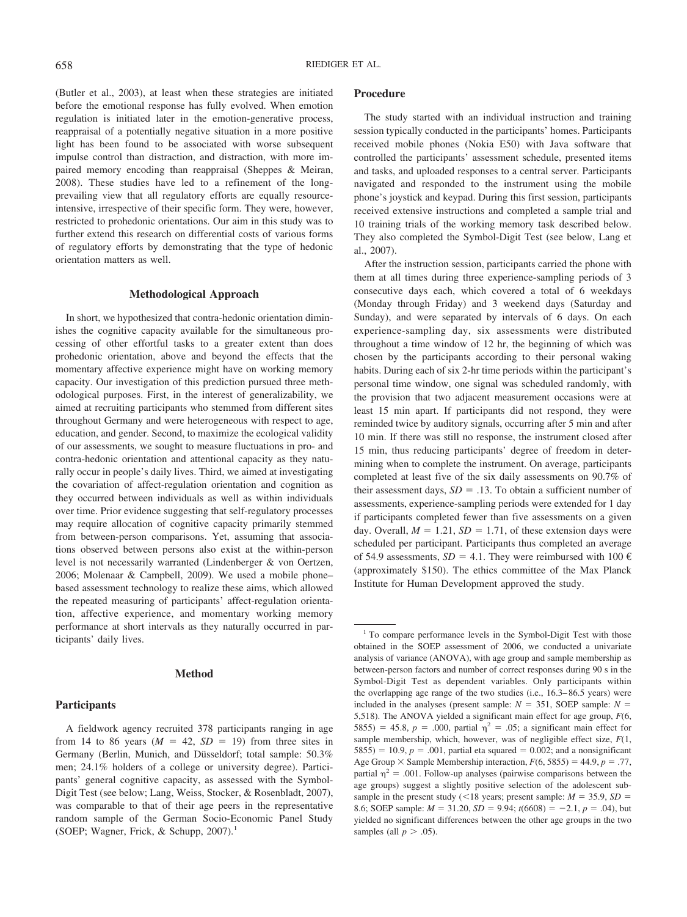(Butler et al., 2003), at least when these strategies are initiated before the emotional response has fully evolved. When emotion regulation is initiated later in the emotion-generative process, reappraisal of a potentially negative situation in a more positive light has been found to be associated with worse subsequent impulse control than distraction, and distraction, with more impaired memory encoding than reappraisal (Sheppes & Meiran, 2008). These studies have led to a refinement of the long-prevailing view that all regulatory efforts are equally resource-intensive, irrespective of their specific form. They were, however, restricted to prohedonic orientations. Our aim in this study was to further extend this research on differential costs of various forms of regulatory efforts by demonstrating that the type of hedonic orientation matters as well.

## Methodological Approach

In short, we hypothesized that contra-hedonic orientation diminishes the cognitive capacity available for the simultaneous processing of other effortful tasks to a greater extent than does prohedonic orientation, above and beyond the effects that the momentary affective experience might have on working memory capacity. Our investigation of this prediction pursued three methodological purposes. First, in the interest of generalizability, we aimed at recruiting participants who stemmed from different sites throughout Germany and were heterogeneous with respect to age, education, and gender. Second, to maximize the ecological validity of our assessments, we sought to measure fluctuations in pro- and contra-hedonic orientation and attentional capacity as they naturally occur in people's daily lives. Third, we aimed at investigating the covariation of affect-regulation orientation and cognition as they occurred between individuals as well as within individuals over time. Prior evidence suggesting that self-regulatory processes may require allocation of cognitive capacity primarily stemmed from between-person comparisons. Yet, assuming that associations observed between persons also exist at the within-person level is not necessarily warranted (Lindenberger & von Oertzen, 2006; Molenaar & Campbell, 2009). We used a mobile phone–based assessment technology to realize these aims, which allowed the repeated measuring of participants' affect-regulation orientation, affective experience, and momentary working memory performance at short intervals as they naturally occurred in participants' daily lives.

## Method

### Participants

A fieldwork agency recruited 378 participants ranging in age from 14 to 86 years ($M$ = 42, $SD$ = 19) from three sites in Germany (Berlin, Munich, and Düsseldorf; total sample: 50.3% men; 24.1% holders of a college or university degree). Participants' general cognitive capacity, as assessed with the Symbol-Digit Test (see below; Lang, Weiss, Stocker, & Rosenbladt, 2007), was comparable to that of their age peers in the representative random sample of the German Socio-Economic Panel Study (SOEP; Wagner, Frick, & Schupp, 2007).[1]

### Procedure

The study started with an individual instruction and training session typically conducted in the participants' homes. Participants received mobile phones (Nokia E50) with Java software that controlled the participants' assessment schedule, presented items and tasks, and uploaded responses to a central server. Participants navigated and responded to the instrument using the mobile phone's joystick and keypad. During this first session, participants received extensive instructions and completed a sample trial and 10 training trials of the working memory task described below. They also completed the Symbol-Digit Test (see below, Lang et al., 2007).

After the instruction session, participants carried the phone with them at all times during three experience-sampling periods of 3 consecutive days each, which covered a total of 6 weekdays (Monday through Friday) and 3 weekend days (Saturday and Sunday), and were separated by intervals of 6 days. On each experience-sampling day, six assessments were distributed throughout a time window of 12 hr, the beginning of which was chosen by the participants according to their personal waking habits. During each of six 2-hr time periods within the participant's personal time window, one signal was scheduled randomly, with the provision that two adjacent measurement occasions were at least 15 min apart. If participants did not respond, they were reminded twice by auditory signals, occurring after 5 min and after 10 min. If there was still no response, the instrument closed after 15 min, thus reducing participants' degree of freedom in determining when to complete the instrument. On average, participants completed at least five of the six daily assessments on 90.7% of their assessment days, $SD$ = .13. To obtain a sufficient number of assessments, experience-sampling periods were extended for 1 day if participants completed fewer than five assessments on a given day. Overall, $M$ = 1.21, $SD$ = 1.71, of these extension days were scheduled per participant. Participants thus completed an average of 54.9 assessments, $SD$ = 4.1. They were reimbursed with 100 € (approximately $150). The ethics committee of the Max Planck Institute for Human Development approved the study.

---

[1] To compare performance levels in the Symbol-Digit Test with those obtained in the SOEP assessment of 2006, we conducted a univariate analysis of variance (ANOVA), with age group and sample membership as between-person factors and number of correct responses during 90 s in the Symbol-Digit Test as dependent variables. Only participants within the overlapping age range of the two studies (i.e., 16.3–86.5 years) were included in the analyses (present sample: $N$ = 351, SOEP sample: $N$ = 5,518). The ANOVA yielded a significant main effect for age group, $F(6, 5855) = 45.8$, $p = .000$, partial $\eta^2 = .05$; a significant main effect for sample membership, which, however, was of negligible effect size, $F(1, 5855) = 10.9$, $p = .001$, partial eta squared = 0.002; and a nonsignificant Age Group × Sample Membership interaction, $F(6, 5855) = 44.9$, $p = .77$, partial $\eta^2 = .001$. Follow-up analyses (pairwise comparisons between the age groups) suggest a slightly positive selection of the adolescent subsample in the present study (<18 years; present sample: $M$ = 35.9, $SD$ = 8.6; SOEP sample: $M$ = 31.20, $SD$ = 9.94; $t(6608) = -2.1$, $p = .04$), but yielded no significant differences between the other age groups in the two samples (all $p > .05$).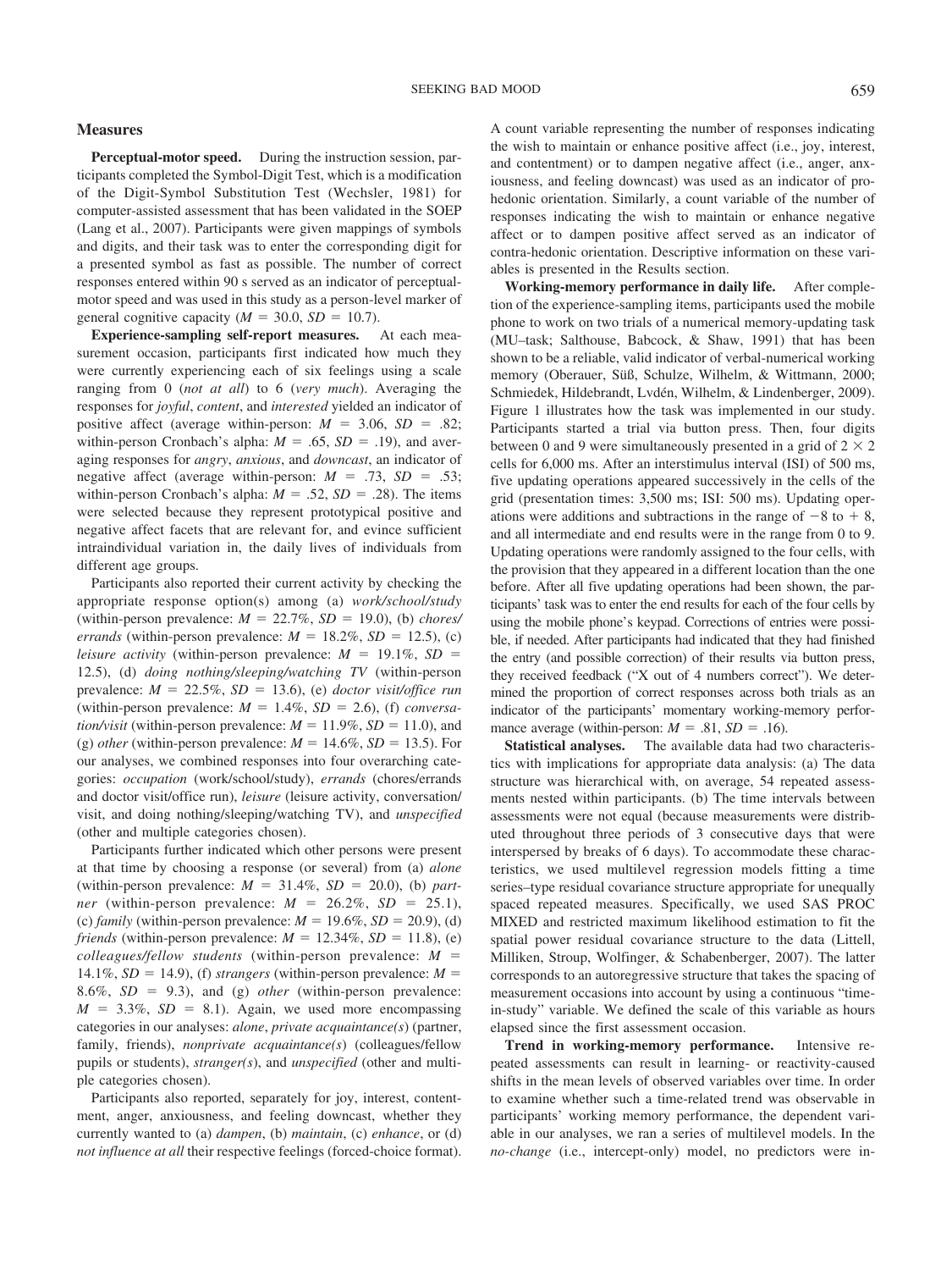## Measures

**Perceptual-motor speed.** During the instruction session, participants completed the Symbol-Digit Test, which is a modification of the Digit-Symbol Substitution Test (Wechsler, 1981) for computer-assisted assessment that has been validated in the SOEP (Lang et al., 2007). Participants were given mappings of symbols and digits, and their task was to enter the corresponding digit for a presented symbol as fast as possible. The number of correct responses entered within 90 s served as an indicator of perceptual-motor speed and was used in this study as a person-level marker of general cognitive capacity ($M$ = 30.0, $SD$ = 10.7).

**Experience-sampling self-report measures.** At each measurement occasion, participants first indicated how much they were currently experiencing each of six feelings using a scale ranging from 0 (*not at all*) to 6 (*very much*). Averaging the responses for *joyful*, *content*, and *interested* yielded an indicator of positive affect (average within-person: $M$ = 3.06, $SD$ = .82; within-person Cronbach's alpha: $M$ = .65, $SD$ = .19), and averaging responses for *angry*, *anxious*, and *downcast*, an indicator of negative affect (average within-person: $M$ = .73, $SD$ = .53; within-person Cronbach's alpha: $M$ = .52, $SD$ = .28). The items were selected because they represent prototypical positive and negative affect facets that are relevant for, and evince sufficient intraindividual variation in, the daily lives of individuals from different age groups.

Participants also reported their current activity by checking the appropriate response option(s) among (a) *work/school/study* (within-person prevalence: $M$ = 22.7%, $SD$ = 19.0), (b) *chores/errands* (within-person prevalence: $M$ = 18.2%, $SD$ = 12.5), (c) *leisure activity* (within-person prevalence: $M$ = 19.1%, $SD$ = 12.5), (d) *doing nothing/sleeping/watching TV* (within-person prevalence: $M$ = 22.5%, $SD$ = 13.6), (e) *doctor visit/office run* (within-person prevalence: $M$ = 1.4%, $SD$ = 2.6), (f) *conversation/visit* (within-person prevalence: $M$ = 11.9%, $SD$ = 11.0), and (g) *other* (within-person prevalence: $M$ = 14.6%, $SD$ = 13.5). For our analyses, we combined responses into four overarching categories: *occupation* (work/school/study), *errands* (chores/errands and doctor visit/office run), *leisure* (leisure activity, conversation/visit, and doing nothing/sleeping/watching TV), and *unspecified* (other and multiple categories chosen).

Participants further indicated which other persons were present at that time by choosing a response (or several) from (a) *alone* (within-person prevalence: $M$ = 31.4%, $SD$ = 20.0), (b) *partner* (within-person prevalence: $M$ = 26.2%, $SD$ = 25.1), (c) *family* (within-person prevalence: $M$ = 19.6%, $SD$ = 20.9), (d) *friends* (within-person prevalence: $M$ = 12.34%, $SD$ = 11.8), (e) *colleagues/fellow students* (within-person prevalence: $M$ = 14.1%, $SD$ = 14.9), (f) *strangers* (within-person prevalence: $M$ = 8.6%, $SD$ = 9.3), and (g) *other* (within-person prevalence: $M$ = 3.3%, $SD$ = 8.1). Again, we used more encompassing categories in our analyses: *alone*, *private acquaintance(s)* (partner, family, friends), *nonprivate acquaintance(s)* (colleagues/fellow pupils or students), *stranger(s)*, and *unspecified* (other and multiple categories chosen).

Participants also reported, separately for joy, interest, contentment, anger, anxiousness, and feeling downcast, whether they currently wanted to (a) *dampen*, (b) *maintain*, (c) *enhance*, or (d) *not influence at all* their respective feelings (forced-choice format). A count variable representing the number of responses indicating the wish to maintain or enhance positive affect (i.e., joy, interest, and contentment) or to dampen negative affect (i.e., anger, anxiousness, and feeling downcast) was used as an indicator of prohedonic orientation. Similarly, a count variable of the number of responses indicating the wish to maintain or enhance negative affect or to dampen positive affect served as an indicator of contra-hedonic orientation. Descriptive information on these variables is presented in the Results section.

**Working-memory performance in daily life.** After completion of the experience-sampling items, participants used the mobile phone to work on two trials of a numerical memory-updating task (MU–task; Salthouse, Babcock, & Shaw, 1991) that has been shown to be a reliable, valid indicator of verbal-numerical working memory (Oberauer, Süß, Schulze, Wilhelm, & Wittmann, 2000; Schmiedek, Hildebrandt, Lvdén, Wilhelm, & Lindenberger, 2009). Figure 1 illustrates how the task was implemented in our study. Participants started a trial via button press. Then, four digits between 0 and 9 were simultaneously presented in a grid of 2 × 2 cells for 6,000 ms. After an interstimulus interval (ISI) of 500 ms, five updating operations appeared successively in the cells of the grid (presentation times: 3,500 ms; ISI: 500 ms). Updating operations were additions and subtractions in the range of −8 to + 8, and all intermediate and end results were in the range from 0 to 9. Updating operations were randomly assigned to the four cells, with the provision that they appeared in a different location than the one before. After all five updating operations had been shown, the participants' task was to enter the end results for each of the four cells by using the mobile phone's keypad. Corrections of entries were possible, if needed. After participants had indicated that they had finished the entry (and possible correction) of their results via button press, they received feedback ("X out of 4 numbers correct"). We determined the proportion of correct responses across both trials as an indicator of the participants' momentary working-memory performance average (within-person: $M$ = .81, $SD$ = .16).

**Statistical analyses.** The available data had two characteristics with implications for appropriate data analysis: (a) The data structure was hierarchical with, on average, 54 repeated assessments nested within participants. (b) The time intervals between assessments were not equal (because measurements were distributed throughout three periods of 3 consecutive days that were interspersed by breaks of 6 days). To accommodate these characteristics, we used multilevel regression models fitting a time series–type residual covariance structure appropriate for unequally spaced repeated measures. Specifically, we used SAS PROC MIXED and restricted maximum likelihood estimation to fit the spatial power residual covariance structure to the data (Littell, Milliken, Stroup, Wolfinger, & Schabenberger, 2007). The latter corresponds to an autoregressive structure that takes the spacing of measurement occasions into account by using a continuous "time-in-study" variable. We defined the scale of this variable as hours elapsed since the first assessment occasion.

**Trend in working-memory performance.** Intensive repeated assessments can result in learning- or reactivity-caused shifts in the mean levels of observed variables over time. In order to examine whether such a time-related trend was observable in participants' working memory performance, the dependent variable in our analyses, we ran a series of multilevel models. In the *no-change* (i.e., intercept-only) model, no predictors were in-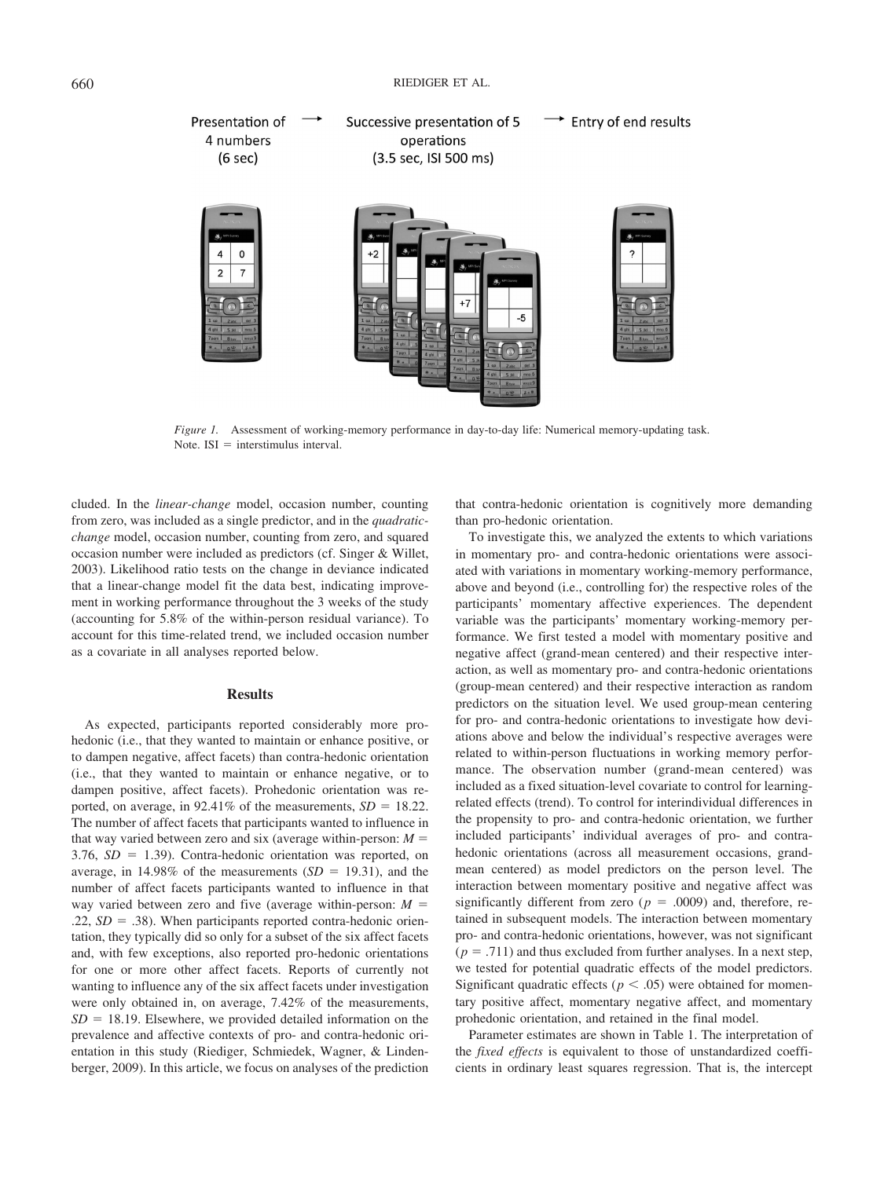Presentation of 4 numbers (6 sec) → Successive presentation of 5 operations (3.5 sec, ISI 500 ms) → Entry of end results

*Figure 1.* Assessment of working-memory performance in day-to-day life: Numerical memory-updating task. Note. ISI = interstimulus interval.

cluded. In the *linear-change* model, occasion number, counting from zero, was included as a single predictor, and in the *quadratic-change* model, occasion number, counting from zero, and squared occasion number were included as predictors (cf. Singer & Willet, 2003). Likelihood ratio tests on the change in deviance indicated that a linear-change model fit the data best, indicating improvement in working performance throughout the 3 weeks of the study (accounting for 5.8% of the within-person residual variance). To account for this time-related trend, we included occasion number as a covariate in all analyses reported below.

## Results

As expected, participants reported considerably more pro-hedonic (i.e., that they wanted to maintain or enhance positive, or to dampen negative, affect facets) than contra-hedonic orientation (i.e., that they wanted to maintain or enhance negative, or to dampen positive, affect facets). Prohedonic orientation was reported, on average, in 92.41% of the measurements, $SD = 18.22$. The number of affect facets that participants wanted to influence in that way varied between zero and six (average within-person: $M = 3.76$, $SD = 1.39$). Contra-hedonic orientation was reported, on average, in 14.98% of the measurements ($SD = 19.31$), and the number of affect facets participants wanted to influence in that way varied between zero and five (average within-person: $M = .22$, $SD = .38$). When participants reported contra-hedonic orientation, they typically did so only for a subset of the six affect facets and, with few exceptions, also reported pro-hedonic orientations for one or more other affect facets. Reports of currently not wanting to influence any of the six affect facets under investigation were only obtained in, on average, 7.42% of the measurements, $SD = 18.19$. Elsewhere, we provided detailed information on the prevalence and affective contexts of pro- and contra-hedonic orientation in this study (Riediger, Schmiedek, Wagner, & Lindenberger, 2009). In this article, we focus on analyses of the prediction that contra-hedonic orientation is cognitively more demanding than pro-hedonic orientation.

To investigate this, we analyzed the extents to which variations in momentary pro- and contra-hedonic orientations were associated with variations in momentary working-memory performance, above and beyond (i.e., controlling for) the respective roles of the participants' momentary affective experiences. The dependent variable was the participants' momentary working-memory performance. We first tested a model with momentary positive and negative affect (grand-mean centered) and their respective interaction, as well as momentary pro- and contra-hedonic orientations (group-mean centered) and their respective interaction as random predictors on the situation level. We used group-mean centering for pro- and contra-hedonic orientations to investigate how deviations above and below the individual's respective averages were related to within-person fluctuations in working memory performance. The observation number (grand-mean centered) was included as a fixed situation-level covariate to control for learning-related effects (trend). To control for interindividual differences in the propensity to pro- and contra-hedonic orientation, we further included participants' individual averages of pro- and contra-hedonic orientations (across all measurement occasions, grand-mean centered) as model predictors on the person level. The interaction between momentary positive and negative affect was significantly different from zero ($p = .0009$) and, therefore, retained in subsequent models. The interaction between momentary pro- and contra-hedonic orientations, however, was not significant ($p = .711$) and thus excluded from further analyses. In a next step, we tested for potential quadratic effects of the model predictors. Significant quadratic effects ($p < .05$) were obtained for momentary positive affect, momentary negative affect, and momentary prohedonic orientation, and retained in the final model.

Parameter estimates are shown in Table 1. The interpretation of the *fixed effects* is equivalent to those of unstandardized coefficients in ordinary least squares regression. That is, the intercept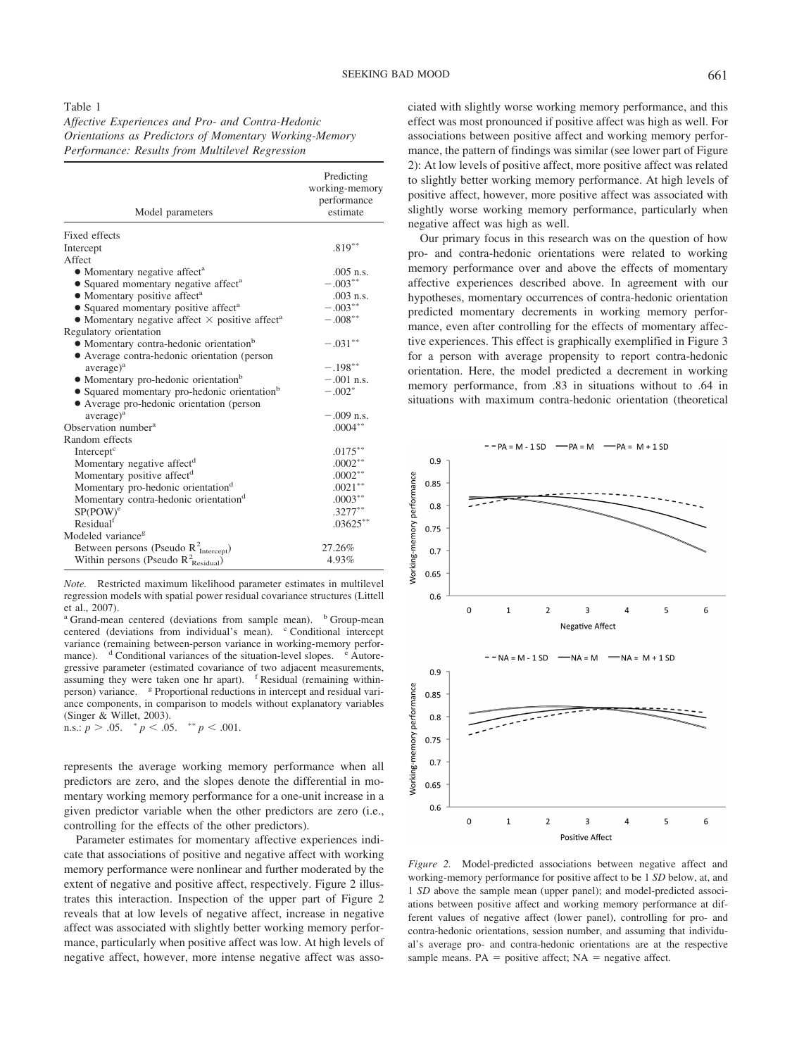Table 1
*Affective Experiences and Pro- and Contra-Hedonic Orientations as Predictors of Momentary Working-Memory Performance: Results from Multilevel Regression*

| Model parameters | Predicting working-memory performance estimate |
|---|---|
| Fixed effects | |
| Intercept | .819** |
| Affect | |
| ● Momentary negative affect[a] | .005 n.s. |
| ● Squared momentary negative affect[a] | −.003** |
| ● Momentary positive affect[a] | .003 n.s. |
| ● Squared momentary positive affect[a] | −.003** |
| ● Momentary negative affect × positive affect[a] | −.008** |
| Regulatory orientation | |
| ● Momentary contra-hedonic orientation[b] | −.031** |
| ● Average contra-hedonic orientation (person average)[a] | −.198** |
| ● Momentary pro-hedonic orientation[b] | −.001 n.s. |
| ● Squared momentary pro-hedonic orientation[b] | −.002* |
| ● Average pro-hedonic orientation (person average)[a] | −.009 n.s. |
| Observation number[a] | .0004** |
| Random effects | |
| Intercept[c] | .0175** |
| Momentary negative affect[d] | .0002** |
| Momentary positive affect[d] | .0002** |
| Momentary pro-hedonic orientation[d] | .0021** |
| Momentary contra-hedonic orientation[d] | .0003** |
| SP(POW)[e] | .3277** |
| Residual[f] | .03625** |
| Modeled variance[g] | |
| Between persons (Pseudo $R^2_{\text{Intercept}}$) | 27.26% |
| Within persons (Pseudo $R^2_{\text{Residual}}$) | 4.93% |

*Note.* Restricted maximum likelihood parameter estimates in multilevel regression models with spatial power residual covariance structures (Littell et al., 2007).
[a] Grand-mean centered (deviations from sample mean). [b] Group-mean centered (deviations from individual's mean). [c] Conditional intercept variance (remaining between-person variance in working-memory performance). [d] Conditional variances of the situation-level slopes. [e] Autoregressive parameter (estimated covariance of two adjacent measurements, assuming they were taken one hr apart). [f] Residual (remaining within-person) variance. [g] Proportional reductions in intercept and residual variance components, in comparison to models without explanatory variables (Singer & Willet, 2003).
n.s.: $p > .05$. * $p < .05$. ** $p < .001$.

represents the average working memory performance when all predictors are zero, and the slopes denote the differential in momentary working memory performance for a one-unit increase in a given predictor variable when the other predictors are zero (i.e., controlling for the effects of the other predictors).

Parameter estimates for momentary affective experiences indicate that associations of positive and negative affect with working memory performance were nonlinear and further moderated by the extent of negative and positive affect, respectively. Figure 2 illustrates this interaction. Inspection of the upper part of Figure 2 reveals that at low levels of negative affect, increase in negative affect was associated with slightly better working memory performance, particularly when positive affect was low. At high levels of negative affect, however, more intense negative affect was associated with slightly worse working memory performance, and this effect was most pronounced if positive affect was high as well. For associations between positive affect and working memory performance, the pattern of findings was similar (see lower part of Figure 2): At low levels of positive affect, more positive affect was related to slightly better working memory performance. At high levels of positive affect, however, more positive affect was associated with slightly worse working memory performance, particularly when negative affect was high as well.

Our primary focus in this research was on the question of how pro- and contra-hedonic orientations were related to working memory performance over and above the effects of momentary affective experiences described above. In agreement with our hypotheses, momentary occurrences of contra-hedonic orientation predicted momentary decrements in working memory performance, even after controlling for the effects of momentary affective experiences. This effect is graphically exemplified in Figure 3 for a person with average propensity to report contra-hedonic orientation. Here, the model predicted a decrement in working memory performance, from .83 in situations without to .64 in situations with maximum contra-hedonic orientation (theoretical

*Figure 2.* Model-predicted associations between negative affect and working-memory performance for positive affect to be 1 *SD* below, at, and 1 *SD* above the sample mean (upper panel); and model-predicted associations between positive affect and working memory performance at different values of negative affect (lower panel), controlling for pro- and contra-hedonic orientations, session number, and assuming that individual's average pro- and contra-hedonic orientations are at the respective sample means. PA = positive affect; NA = negative affect.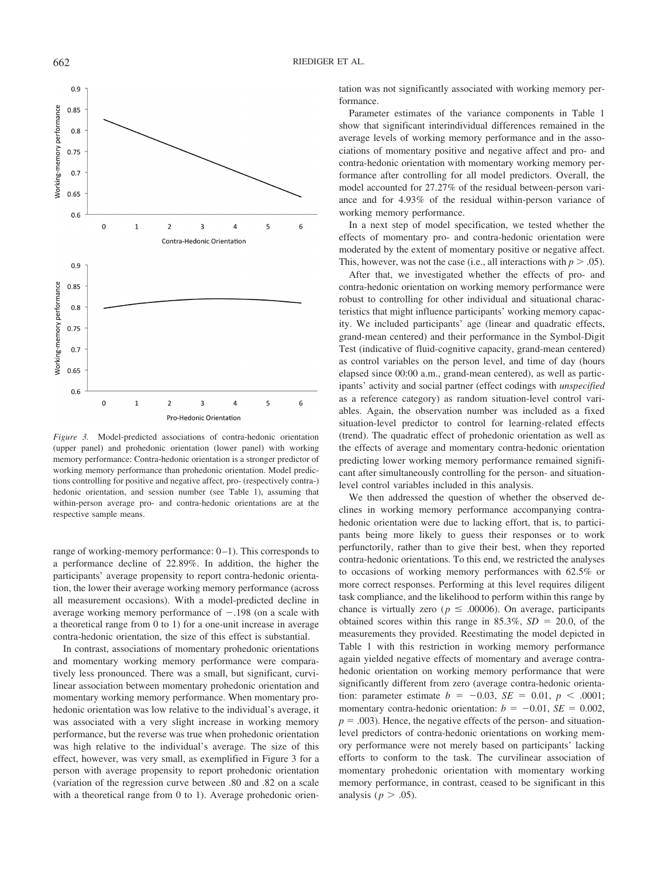*Figure 3.* Model-predicted associations of contra-hedonic orientation (upper panel) and prohedonic orientation (lower panel) with working memory performance: Contra-hedonic orientation is a stronger predictor of working memory performance than prohedonic orientation. Model predictions controlling for positive and negative affect, pro- (respectively contra-) hedonic orientation, and session number (see Table 1), assuming that within-person average pro- and contra-hedonic orientations are at the respective sample means.

range of working-memory performance: 0–1). This corresponds to a performance decline of 22.89%. In addition, the higher the participants' average propensity to report contra-hedonic orientation, the lower their average working memory performance (across all measurement occasions). With a model-predicted decline in average working memory performance of −.198 (on a scale with a theoretical range from 0 to 1) for a one-unit increase in average contra-hedonic orientation, the size of this effect is substantial.

In contrast, associations of momentary prohedonic orientations and momentary working memory performance were comparatively less pronounced. There was a small, but significant, curvilinear association between momentary prohedonic orientation and momentary working memory performance. When momentary prohedonic orientation was low relative to the individual's average, it was associated with a very slight increase in working memory performance, but the reverse was true when prohedonic orientation was high relative to the individual's average. The size of this effect, however, was very small, as exemplified in Figure 3 for a person with average propensity to report prohedonic orientation (variation of the regression curve between .80 and .82 on a scale with a theoretical range from 0 to 1). Average prohedonic orientation was not significantly associated with working memory performance.

Parameter estimates of the variance components in Table 1 show that significant interindividual differences remained in the average levels of working memory performance and in the associations of momentary positive and negative affect and pro- and contra-hedonic orientation with momentary working memory performance after controlling for all model predictors. Overall, the model accounted for 27.27% of the residual between-person variance and for 4.93% of the residual within-person variance of working memory performance.

In a next step of model specification, we tested whether the effects of momentary pro- and contra-hedonic orientation were moderated by the extent of momentary positive or negative affect. This, however, was not the case (i.e., all interactions with $p > .05$).

After that, we investigated whether the effects of pro- and contra-hedonic orientation on working memory performance were robust to controlling for other individual and situational characteristics that might influence participants' working memory capacity. We included participants' age (linear and quadratic effects, grand-mean centered) and their performance in the Symbol-Digit Test (indicative of fluid-cognitive capacity, grand-mean centered) as control variables on the person level, and time of day (hours elapsed since 00:00 a.m., grand-mean centered), as well as participants' activity and social partner (effect codings with *unspecified* as a reference category) as random situation-level control variables. Again, the observation number was included as a fixed situation-level predictor to control for learning-related effects (trend). The quadratic effect of prohedonic orientation as well as the effects of average and momentary contra-hedonic orientation predicting lower working memory performance remained significant after simultaneously controlling for the person- and situation-level control variables included in this analysis.

We then addressed the question of whether the observed declines in working memory performance accompanying contra-hedonic orientation were due to lacking effort, that is, to participants being more likely to guess their responses or to work perfunctorily, rather than to give their best, when they reported contra-hedonic orientations. To this end, we restricted the analyses to occasions of working memory performances with 62.5% or more correct responses. Performing at this level requires diligent task compliance, and the likelihood to perform within this range by chance is virtually zero ($p \leq .00006$). On average, participants obtained scores within this range in 85.3%, $SD = 20.0$, of the measurements they provided. Reestimating the model depicted in Table 1 with this restriction in working memory performance again yielded negative effects of momentary and average contra-hedonic orientation on working memory performance that were significantly different from zero (average contra-hedonic orientation: parameter estimate $b = -0.03$, $SE = 0.01$, $p < .0001$; momentary contra-hedonic orientation: $b = -0.01$, $SE = 0.002$, $p = .003$). Hence, the negative effects of the person- and situation-level predictors of contra-hedonic orientations on working memory performance were not merely based on participants' lacking efforts to conform to the task. The curvilinear association of momentary prohedonic orientation with momentary working memory performance, in contrast, ceased to be significant in this analysis ($p > .05$).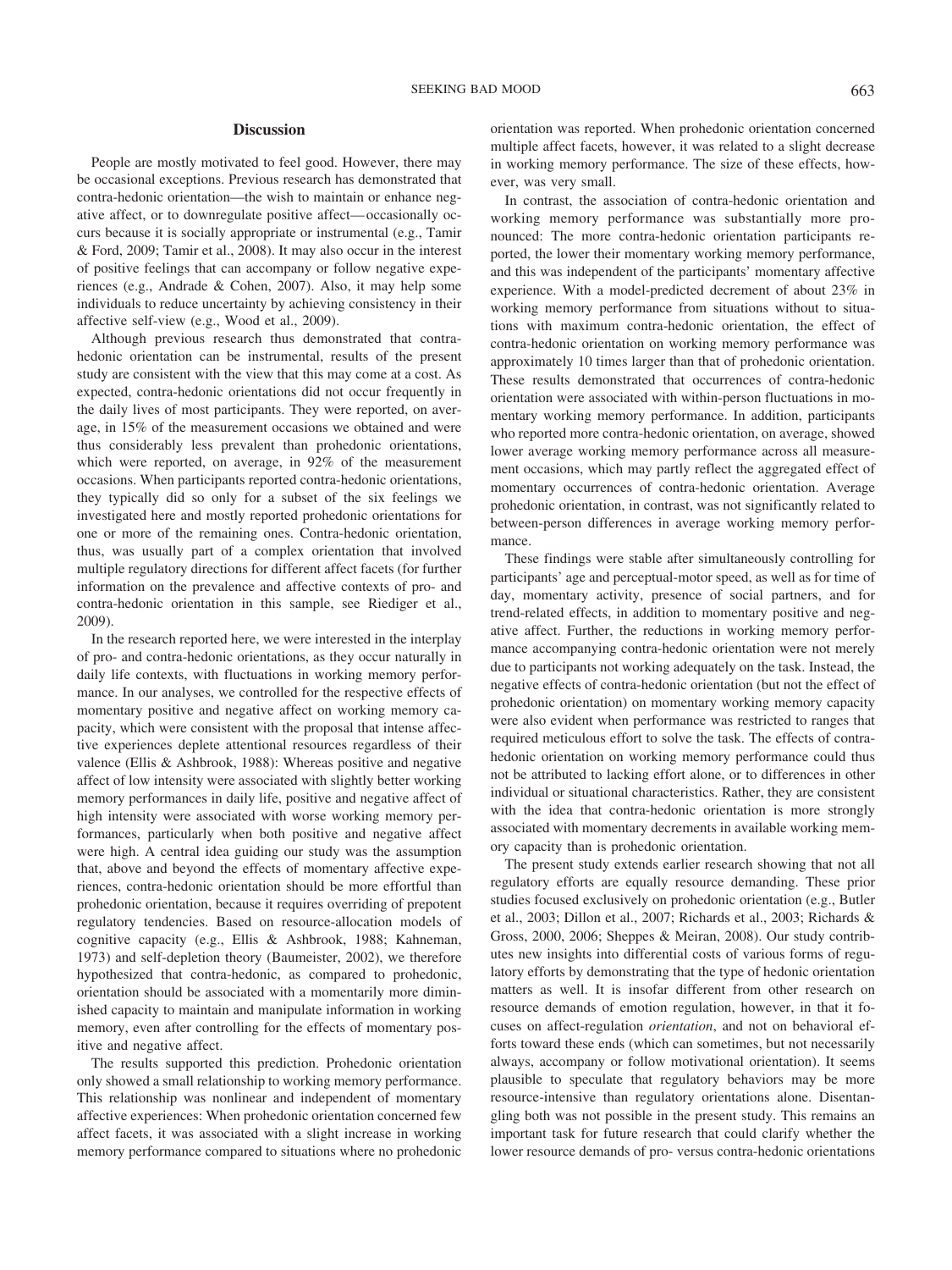## Discussion

People are mostly motivated to feel good. However, there may be occasional exceptions. Previous research has demonstrated that contra-hedonic orientation—the wish to maintain or enhance negative affect, or to downregulate positive affect—occasionally occurs because it is socially appropriate or instrumental (e.g., Tamir & Ford, 2009; Tamir et al., 2008). It may also occur in the interest of positive feelings that can accompany or follow negative experiences (e.g., Andrade & Cohen, 2007). Also, it may help some individuals to reduce uncertainty by achieving consistency in their affective self-view (e.g., Wood et al., 2009).

Although previous research thus demonstrated that contra-hedonic orientation can be instrumental, results of the present study are consistent with the view that this may come at a cost. As expected, contra-hedonic orientations did not occur frequently in the daily lives of most participants. They were reported, on average, in 15% of the measurement occasions we obtained and were thus considerably less prevalent than prohedonic orientations, which were reported, on average, in 92% of the measurement occasions. When participants reported contra-hedonic orientations, they typically did so only for a subset of the six feelings we investigated here and mostly reported prohedonic orientations for one or more of the remaining ones. Contra-hedonic orientation, thus, was usually part of a complex orientation that involved multiple regulatory directions for different affect facets (for further information on the prevalence and affective contexts of pro- and contra-hedonic orientation in this sample, see Riediger et al., 2009).

In the research reported here, we were interested in the interplay of pro- and contra-hedonic orientations, as they occur naturally in daily life contexts, with fluctuations in working memory performance. In our analyses, we controlled for the respective effects of momentary positive and negative affect on working memory capacity, which were consistent with the proposal that intense affective experiences deplete attentional resources regardless of their valence (Ellis & Ashbrook, 1988): Whereas positive and negative affect of low intensity were associated with slightly better working memory performances in daily life, positive and negative affect of high intensity were associated with worse working memory performances, particularly when both positive and negative affect were high. A central idea guiding our study was the assumption that, above and beyond the effects of momentary affective experiences, contra-hedonic orientation should be more effortful than prohedonic orientation, because it requires overriding of prepotent regulatory tendencies. Based on resource-allocation models of cognitive capacity (e.g., Ellis & Ashbrook, 1988; Kahneman, 1973) and self-depletion theory (Baumeister, 2002), we therefore hypothesized that contra-hedonic, as compared to prohedonic, orientation should be associated with a momentarily more diminished capacity to maintain and manipulate information in working memory, even after controlling for the effects of momentary positive and negative affect.

The results supported this prediction. Prohedonic orientation only showed a small relationship to working memory performance. This relationship was nonlinear and independent of momentary affective experiences: When prohedonic orientation concerned few affect facets, it was associated with a slight increase in working memory performance compared to situations where no prohedonic orientation was reported. When prohedonic orientation concerned multiple affect facets, however, it was related to a slight decrease in working memory performance. The size of these effects, however, was very small.

In contrast, the association of contra-hedonic orientation and working memory performance was substantially more pronounced: The more contra-hedonic orientation participants reported, the lower their momentary working memory performance, and this was independent of the participants' momentary affective experience. With a model-predicted decrement of about 23% in working memory performance from situations without to situations with maximum contra-hedonic orientation, the effect of contra-hedonic orientation on working memory performance was approximately 10 times larger than that of prohedonic orientation. These results demonstrated that occurrences of contra-hedonic orientation were associated with within-person fluctuations in momentary working memory performance. In addition, participants who reported more contra-hedonic orientation, on average, showed lower average working memory performance across all measurement occasions, which may partly reflect the aggregated effect of momentary occurrences of contra-hedonic orientation. Average prohedonic orientation, in contrast, was not significantly related to between-person differences in average working memory performance.

These findings were stable after simultaneously controlling for participants' age and perceptual-motor speed, as well as for time of day, momentary activity, presence of social partners, and for trend-related effects, in addition to momentary positive and negative affect. Further, the reductions in working memory performance accompanying contra-hedonic orientation were not merely due to participants not working adequately on the task. Instead, the negative effects of contra-hedonic orientation (but not the effect of prohedonic orientation) on momentary working memory capacity were also evident when performance was restricted to ranges that required meticulous effort to solve the task. The effects of contra-hedonic orientation on working memory performance could thus not be attributed to lacking effort alone, or to differences in other individual or situational characteristics. Rather, they are consistent with the idea that contra-hedonic orientation is more strongly associated with momentary decrements in available working memory capacity than is prohedonic orientation.

The present study extends earlier research showing that not all regulatory efforts are equally resource demanding. These prior studies focused exclusively on prohedonic orientation (e.g., Butler et al., 2003; Dillon et al., 2007; Richards et al., 2003; Richards & Gross, 2000, 2006; Sheppes & Meiran, 2008). Our study contributes new insights into differential costs of various forms of regulatory efforts by demonstrating that the type of hedonic orientation matters as well. It is insofar different from other research on resource demands of emotion regulation, however, in that it focuses on affect-regulation *orientation*, and not on behavioral efforts toward these ends (which can sometimes, but not necessarily always, accompany or follow motivational orientation). It seems plausible to speculate that regulatory behaviors may be more resource-intensive than regulatory orientations alone. Disentangling both was not possible in the present study. This remains an important task for future research that could clarify whether the lower resource demands of pro- versus contra-hedonic orientations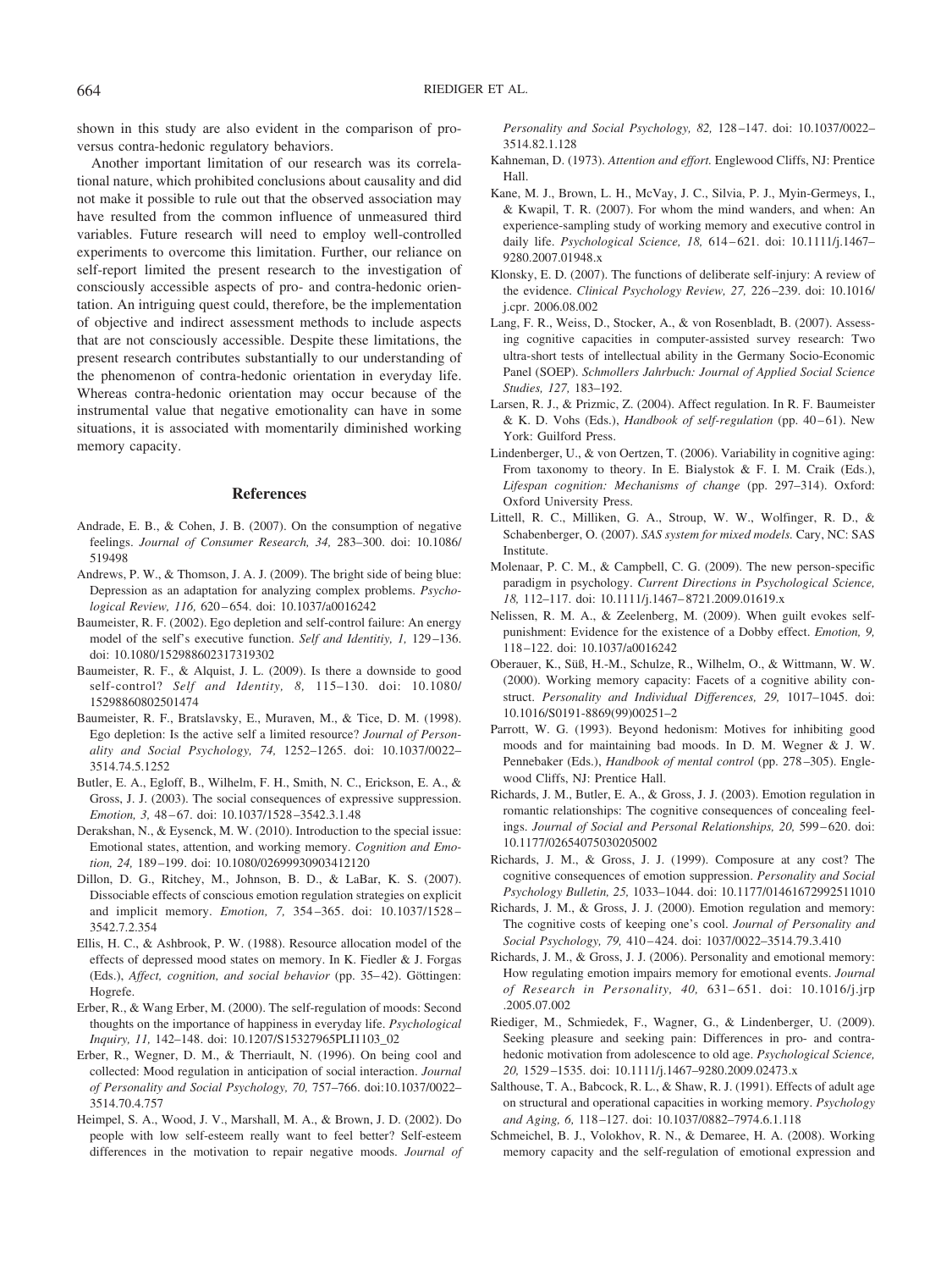shown in this study are also evident in the comparison of pro- versus contra-hedonic regulatory behaviors.

Another important limitation of our research was its correlational nature, which prohibited conclusions about causality and did not make it possible to rule out that the observed association may have resulted from the common influence of unmeasured third variables. Future research will need to employ well-controlled experiments to overcome this limitation. Further, our reliance on self-report limited the present research to the investigation of consciously accessible aspects of pro- and contra-hedonic orientation. An intriguing quest could, therefore, be the implementation of objective and indirect assessment methods to include aspects that are not consciously accessible. Despite these limitations, the present research contributes substantially to our understanding of the phenomenon of contra-hedonic orientation in everyday life. Whereas contra-hedonic orientation may occur because of the instrumental value that negative emotionality can have in some situations, it is associated with momentarily diminished working memory capacity.

## References

Andrade, E. B., & Cohen, J. B. (2007). On the consumption of negative feelings. *Journal of Consumer Research, 34,* 283–300. doi: 10.1086/519498

Andrews, P. W., & Thomson, J. A. J. (2009). The bright side of being blue: Depression as an adaptation for analyzing complex problems. *Psychological Review, 116,* 620–654. doi: 10.1037/a0016242

Baumeister, R. F. (2002). Ego depletion and self-control failure: An energy model of the self's executive function. *Self and Identitiy, 1,* 129–136. doi: 10.1080/152988602317319302

Baumeister, R. F., & Alquist, J. L. (2009). Is there a downside to good self-control? *Self and Identity, 8,* 115–130. doi: 10.1080/15298860802501474

Baumeister, R. F., Bratslavsky, E., Muraven, M., & Tice, D. M. (1998). Ego depletion: Is the active self a limited resource? *Journal of Personality and Social Psychology, 74,* 1252–1265. doi: 10.1037/0022–3514.74.5.1252

Butler, E. A., Egloff, B., Wilhelm, F. H., Smith, N. C., Erickson, E. A., & Gross, J. J. (2003). The social consequences of expressive suppression. *Emotion, 3,* 48–67. doi: 10.1037/1528–3542.3.1.48

Derakshan, N., & Eysenck, M. W. (2010). Introduction to the special issue: Emotional states, attention, and working memory. *Cognition and Emotion, 24,* 189–199. doi: 10.1080/02699930903412120

Dillon, D. G., Ritchey, M., Johnson, B. D., & LaBar, K. S. (2007). Dissociable effects of conscious emotion regulation strategies on explicit and implicit memory. *Emotion, 7,* 354–365. doi: 10.1037/1528–3542.7.2.354

Ellis, H. C., & Ashbrook, P. W. (1988). Resource allocation model of the effects of depressed mood states on memory. In K. Fiedler & J. Forgas (Eds.), *Affect, cognition, and social behavior* (pp. 35–42). Göttingen: Hogrefe.

Erber, R., & Wang Erber, M. (2000). The self-regulation of moods: Second thoughts on the importance of happiness in everyday life. *Psychological Inquiry, 11,* 142–148. doi: 10.1207/S15327965PLI1103_02

Erber, R., Wegner, D. M., & Therriault, N. (1996). On being cool and collected: Mood regulation in anticipation of social interaction. *Journal of Personality and Social Psychology, 70,* 757–766. doi:10.1037/0022–3514.70.4.757

Heimpel, S. A., Wood, J. V., Marshall, M. A., & Brown, J. D. (2002). Do people with low self-esteem really want to feel better? Self-esteem differences in the motivation to repair negative moods. *Journal of Personality and Social Psychology, 82,* 128–147. doi: 10.1037/0022–3514.82.1.128

Kahneman, D. (1973). *Attention and effort.* Englewood Cliffs, NJ: Prentice Hall.

Kane, M. J., Brown, L. H., McVay, J. C., Silvia, P. J., Myin-Germeys, I., & Kwapil, T. R. (2007). For whom the mind wanders, and when: An experience-sampling study of working memory and executive control in daily life. *Psychological Science, 18,* 614–621. doi: 10.1111/j.1467–9280.2007.01948.x

Klonsky, E. D. (2007). The functions of deliberate self-injury: A review of the evidence. *Clinical Psychology Review, 27,* 226–239. doi: 10.1016/j.cpr. 2006.08.002

Lang, F. R., Weiss, D., Stocker, A., & von Rosenbladt, B. (2007). Assessing cognitive capacities in computer-assisted survey research: Two ultra-short tests of intellectual ability in the Germany Socio-Economic Panel (SOEP). *Schmollers Jahrbuch: Journal of Applied Social Science Studies, 127,* 183–192.

Larsen, R. J., & Prizmic, Z. (2004). Affect regulation. In R. F. Baumeister & K. D. Vohs (Eds.), *Handbook of self-regulation* (pp. 40–61). New York: Guilford Press.

Lindenberger, U., & von Oertzen, T. (2006). Variability in cognitive aging: From taxonomy to theory. In E. Bialystok & F. I. M. Craik (Eds.), *Lifespan cognition: Mechanisms of change* (pp. 297–314). Oxford: Oxford University Press.

Littell, R. C., Milliken, G. A., Stroup, W. W., Wolfinger, R. D., & Schabenberger, O. (2007). *SAS system for mixed models.* Cary, NC: SAS Institute.

Molenaar, P. C. M., & Campbell, C. G. (2009). The new person-specific paradigm in psychology. *Current Directions in Psychological Science, 18,* 112–117. doi: 10.1111/j.1467–8721.2009.01619.x

Nelissen, R. M. A., & Zeelenberg, M. (2009). When guilt evokes self-punishment: Evidence for the existence of a Dobby effect. *Emotion, 9,* 118–122. doi: 10.1037/a0016242

Oberauer, K., Süß, H.-M., Schulze, R., Wilhelm, O., & Wittmann, W. W. (2000). Working memory capacity: Facets of a cognitive ability construct. *Personality and Individual Differences, 29,* 1017–1045. doi: 10.1016/S0191-8869(99)00251–2

Parrott, W. G. (1993). Beyond hedonism: Motives for inhibiting good moods and for maintaining bad moods. In D. M. Wegner & J. W. Pennebaker (Eds.), *Handbook of mental control* (pp. 278–305). Englewood Cliffs, NJ: Prentice Hall.

Richards, J. M., Butler, E. A., & Gross, J. J. (2003). Emotion regulation in romantic relationships: The cognitive consequences of concealing feelings. *Journal of Social and Personal Relationships, 20,* 599–620. doi: 10.1177/02654075030205002

Richards, J. M., & Gross, J. J. (1999). Composure at any cost? The cognitive consequences of emotion suppression. *Personality and Social Psychology Bulletin, 25,* 1033–1044. doi: 10.1177/01461672992511010

Richards, J. M., & Gross, J. J. (2000). Emotion regulation and memory: The cognitive costs of keeping one's cool. *Journal of Personality and Social Psychology, 79,* 410–424. doi: 1037/0022–3514.79.3.410

Richards, J. M., & Gross, J. J. (2006). Personality and emotional memory: How regulating emotion impairs memory for emotional events. *Journal of Research in Personality, 40,* 631–651. doi: 10.1016/j.jrp.2005.07.002

Riediger, M., Schmiedek, F., Wagner, G., & Lindenberger, U. (2009). Seeking pleasure and seeking pain: Differences in pro- and contra-hedonic motivation from adolescence to old age. *Psychological Science, 20,* 1529–1535. doi: 10.1111/j.1467–9280.2009.02473.x

Salthouse, T. A., Babcock, R. L., & Shaw, R. J. (1991). Effects of adult age on structural and operational capacities in working memory. *Psychology and Aging, 6,* 118–127. doi: 10.1037/0882–7974.6.1.118

Schmeichel, B. J., Volokhov, R. N., & Demaree, H. A. (2008). Working memory capacity and the self-regulation of emotional expression and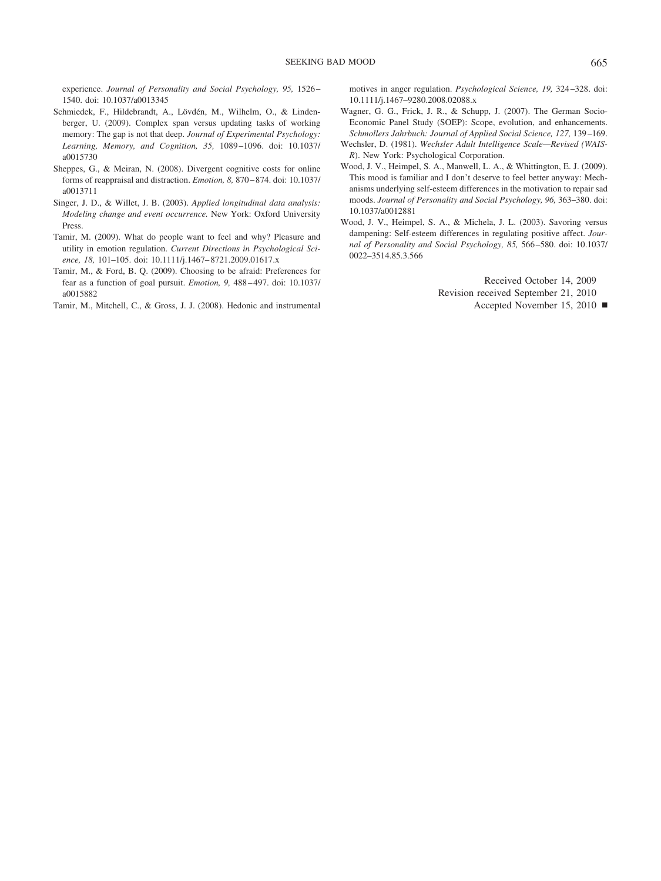experience. *Journal of Personality and Social Psychology, 95,* 1526–1540. doi: 10.1037/a0013345

Schmiedek, F., Hildebrandt, A., Lövdén, M., Wilhelm, O., & Lindenberger, U. (2009). Complex span versus updating tasks of working memory: The gap is not that deep. *Journal of Experimental Psychology: Learning, Memory, and Cognition, 35,* 1089–1096. doi: 10.1037/a0015730

Sheppes, G., & Meiran, N. (2008). Divergent cognitive costs for online forms of reappraisal and distraction. *Emotion, 8,* 870–874. doi: 10.1037/a0013711

Singer, J. D., & Willet, J. B. (2003). *Applied longitudinal data analysis: Modeling change and event occurrence.* New York: Oxford University Press.

Tamir, M. (2009). What do people want to feel and why? Pleasure and utility in emotion regulation. *Current Directions in Psychological Science, 18,* 101–105. doi: 10.1111/j.1467–8721.2009.01617.x

Tamir, M., & Ford, B. Q. (2009). Choosing to be afraid: Preferences for fear as a function of goal pursuit. *Emotion, 9,* 488–497. doi: 10.1037/a0015882

Tamir, M., Mitchell, C., & Gross, J. J. (2008). Hedonic and instrumental motives in anger regulation. *Psychological Science, 19,* 324–328. doi: 10.1111/j.1467–9280.2008.02088.x

Wagner, G. G., Frick, J. R., & Schupp, J. (2007). The German Socio-Economic Panel Study (SOEP): Scope, evolution, and enhancements. *Schmollers Jahrbuch: Journal of Applied Social Science, 127,* 139–169.

Wechsler, D. (1981). *Wechsler Adult Intelligence Scale—Revised (WAIS-R).* New York: Psychological Corporation.

Wood, J. V., Heimpel, S. A., Manwell, L. A., & Whittington, E. J. (2009). This mood is familiar and I don't deserve to feel better anyway: Mechanisms underlying self-esteem differences in the motivation to repair sad moods. *Journal of Personality and Social Psychology, 96,* 363–380. doi: 10.1037/a0012881

Wood, J. V., Heimpel, S. A., & Michela, J. L. (2003). Savoring versus dampening: Self-esteem differences in regulating positive affect. *Journal of Personality and Social Psychology, 85,* 566–580. doi: 10.1037/0022–3514.85.3.566

Received October 14, 2009
Revision received September 21, 2010
Accepted November 15, 2010 ■